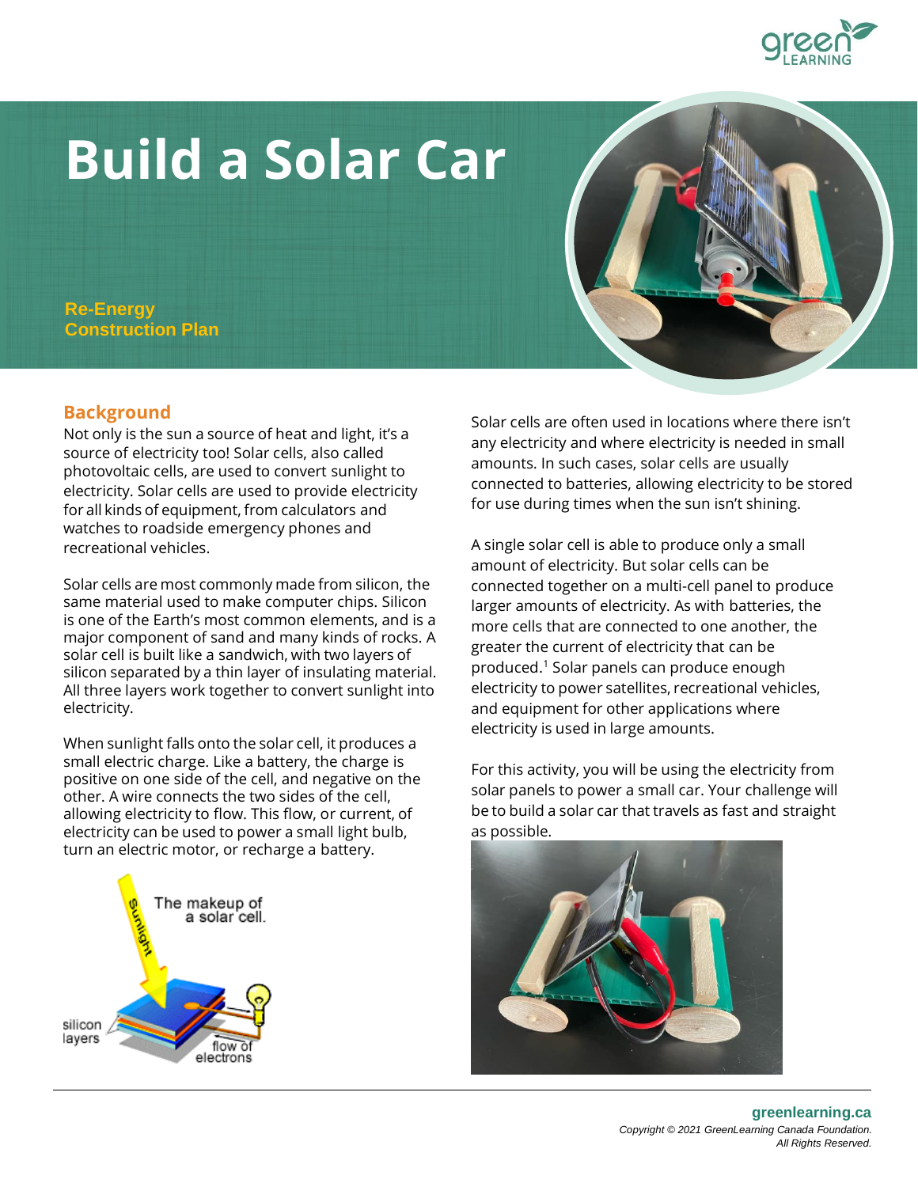# Build a Solar Car

**Re-Energy**
**Construction Plan**

## Background

Not only is the sun a source of heat and light, it's a source of electricity too! Solar cells, also called photovoltaic cells, are used to convert sunlight to electricity. Solar cells are used to provide electricity for all kinds of equipment, from calculators and watches to roadside emergency phones and recreational vehicles.

Solar cells are most commonly made from silicon, the same material used to make computer chips. Silicon is one of the Earth's most common elements, and is a major component of sand and many kinds of rocks. A solar cell is built like a sandwich, with two layers of silicon separated by a thin layer of insulating material. All three layers work together to convert sunlight into electricity.

When sunlight falls onto the solar cell, it produces a small electric charge. Like a battery, the charge is positive on one side of the cell, and negative on the other. A wire connects the two sides of the cell, allowing electricity to flow. This flow, or current, of electricity can be used to power a small light bulb, turn an electric motor, or recharge a battery.

Solar cells are often used in locations where there isn't any electricity and where electricity is needed in small amounts. In such cases, solar cells are usually connected to batteries, allowing electricity to be stored for use during times when the sun isn't shining.

A single solar cell is able to produce only a small amount of electricity. But solar cells can be connected together on a multi-cell panel to produce larger amounts of electricity. As with batteries, the more cells that are connected to one another, the greater the current of electricity that can be produced.[1] Solar panels can produce enough electricity to power satellites, recreational vehicles, and equipment for other applications where electricity is used in large amounts.

For this activity, you will be using the electricity from solar panels to power a small car. Your challenge will be to build a solar car that travels as fast and straight as possible.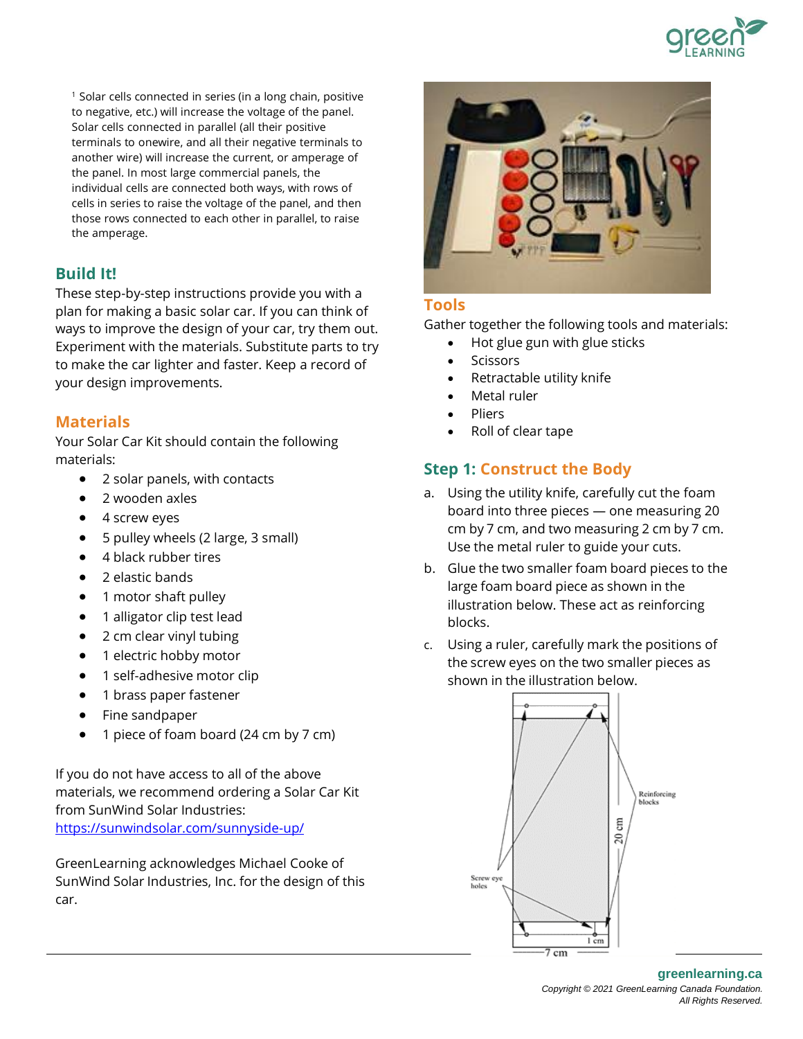[1] Solar cells connected in series (in a long chain, positive to negative, etc.) will increase the voltage of the panel. Solar cells connected in parallel (all their positive terminals to onewire, and all their negative terminals to another wire) will increase the current, or amperage of the panel. In most large commercial panels, the individual cells are connected both ways, with rows of cells in series to raise the voltage of the panel, and then those rows connected to each other in parallel, to raise the amperage.

## Build It!

These step-by-step instructions provide you with a plan for making a basic solar car. If you can think of ways to improve the design of your car, try them out. Experiment with the materials. Substitute parts to try to make the car lighter and faster. Keep a record of your design improvements.

## Materials

Your Solar Car Kit should contain the following materials:

- 2 solar panels, with contacts
- 2 wooden axles
- 4 screw eyes
- 5 pulley wheels (2 large, 3 small)
- 4 black rubber tires
- 2 elastic bands
- 1 motor shaft pulley
- 1 alligator clip test lead
- 2 cm clear vinyl tubing
- 1 electric hobby motor
- 1 self-adhesive motor clip
- 1 brass paper fastener
- Fine sandpaper
- 1 piece of foam board (24 cm by 7 cm)

If you do not have access to all of the above materials, we recommend ordering a Solar Car Kit from SunWind Solar Industries: https://sunwindsolar.com/sunnyside-up/

GreenLearning acknowledges Michael Cooke of SunWind Solar Industries, Inc. for the design of this car.

## Tools

Gather together the following tools and materials:

- Hot glue gun with glue sticks
- Scissors
- Retractable utility knife
- Metal ruler
- Pliers
- Roll of clear tape

## Step 1: Construct the Body

a. Using the utility knife, carefully cut the foam board into three pieces — one measuring 20 cm by 7 cm, and two measuring 2 cm by 7 cm. Use the metal ruler to guide your cuts.

b. Glue the two smaller foam board pieces to the large foam board piece as shown in the illustration below. These act as reinforcing blocks.

c. Using a ruler, carefully mark the positions of the screw eyes on the two smaller pieces as shown in the illustration below.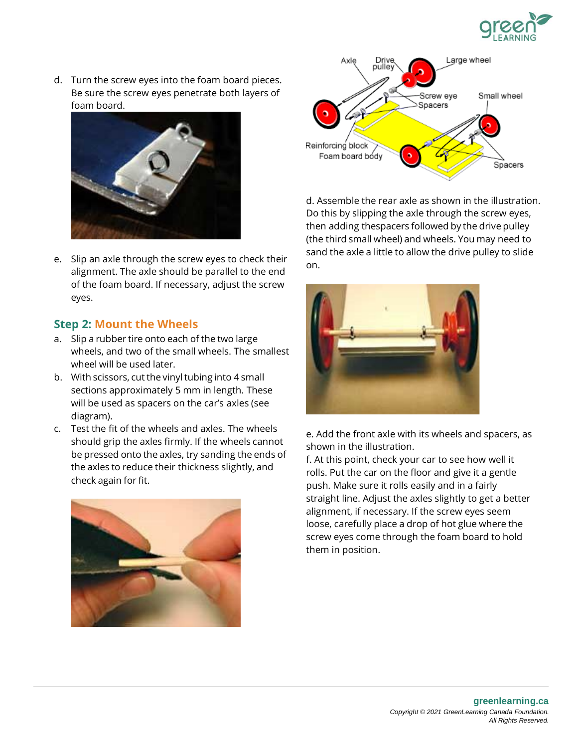d. Turn the screw eyes into the foam board pieces. Be sure the screw eyes penetrate both layers of foam board.

e. Slip an axle through the screw eyes to check their alignment. The axle should be parallel to the end of the foam board. If necessary, adjust the screw eyes.

### Step 2: Mount the Wheels

a. Slip a rubber tire onto each of the two large wheels, and two of the small wheels. The smallest wheel will be used later.

b. With scissors, cut the vinyl tubing into 4 small sections approximately 5 mm in length. These will be used as spacers on the car's axles (see diagram).

c. Test the fit of the wheels and axles. The wheels should grip the axles firmly. If the wheels cannot be pressed onto the axles, try sanding the ends of the axles to reduce their thickness slightly, and check again for fit.

d. Assemble the rear axle as shown in the illustration. Do this by slipping the axle through the screw eyes, then adding thespacers followed by the drive pulley (the third small wheel) and wheels. You may need to sand the axle a little to allow the drive pulley to slide on.

e. Add the front axle with its wheels and spacers, as shown in the illustration.

f. At this point, check your car to see how well it rolls. Put the car on the floor and give it a gentle push. Make sure it rolls easily and in a fairly straight line. Adjust the axles slightly to get a better alignment, if necessary. If the screw eyes seem loose, carefully place a drop of hot glue where the screw eyes come through the foam board to hold them in position.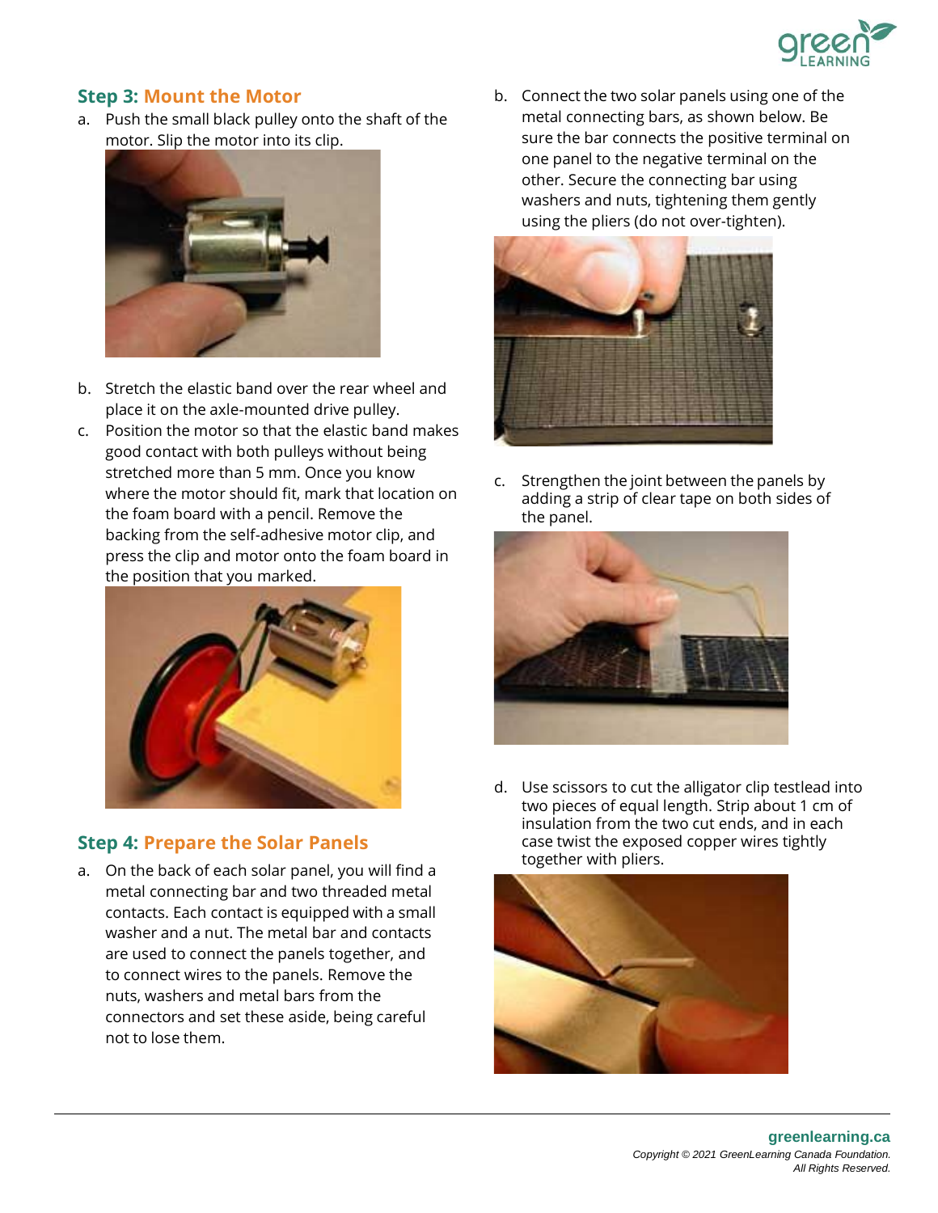## Step 3: Mount the Motor

a. Push the small black pulley onto the shaft of the motor. Slip the motor into its clip.

b. Stretch the elastic band over the rear wheel and place it on the axle-mounted drive pulley.

c. Position the motor so that the elastic band makes good contact with both pulleys without being stretched more than 5 mm. Once you know where the motor should fit, mark that location on the foam board with a pencil. Remove the backing from the self-adhesive motor clip, and press the clip and motor onto the foam board in the position that you marked.

## Step 4: Prepare the Solar Panels

a. On the back of each solar panel, you will find a metal connecting bar and two threaded metal contacts. Each contact is equipped with a small washer and a nut. The metal bar and contacts are used to connect the panels together, and to connect wires to the panels. Remove the nuts, washers and metal bars from the connectors and set these aside, being careful not to lose them.

b. Connect the two solar panels using one of the metal connecting bars, as shown below. Be sure the bar connects the positive terminal on one panel to the negative terminal on the other. Secure the connecting bar using washers and nuts, tightening them gently using the pliers (do not over-tighten).

c. Strengthen the joint between the panels by adding a strip of clear tape on both sides of the panel.

d. Use scissors to cut the alligator clip testlead into two pieces of equal length. Strip about 1 cm of insulation from the two cut ends, and in each case twist the exposed copper wires tightly together with pliers.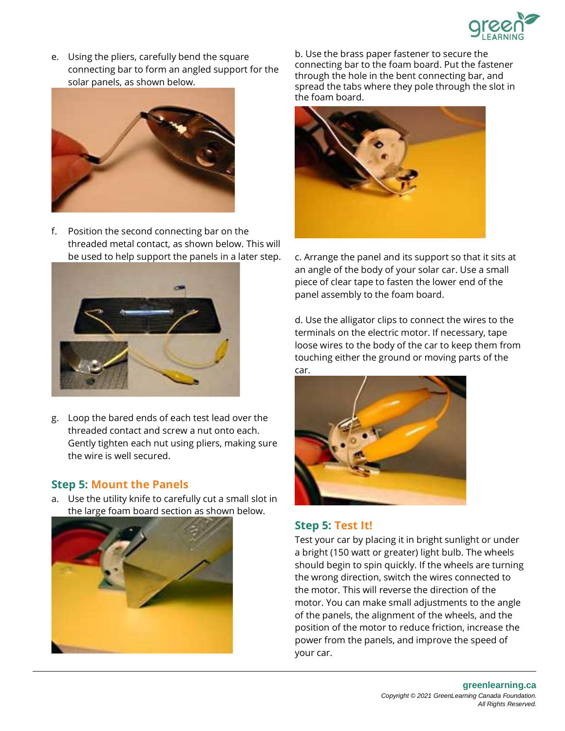e. Using the pliers, carefully bend the square connecting bar to form an angled support for the solar panels, as shown below.

f. Position the second connecting bar on the threaded metal contact, as shown below. This will be used to help support the panels in a later step.

g. Loop the bared ends of each test lead over the threaded contact and screw a nut onto each. Gently tighten each nut using pliers, making sure the wire is well secured.

## Step 5: Mount the Panels

a. Use the utility knife to carefully cut a small slot in the large foam board section as shown below.

b. Use the brass paper fastener to secure the connecting bar to the foam board. Put the fastener through the hole in the bent connecting bar, and spread the tabs where they pole through the slot in the foam board.

c. Arrange the panel and its support so that it sits at an angle of the body of your solar car. Use a small piece of clear tape to fasten the lower end of the panel assembly to the foam board.

d. Use the alligator clips to connect the wires to the terminals on the electric motor. If necessary, tape loose wires to the body of the car to keep them from touching either the ground or moving parts of the car.

## Step 5: Test It!

Test your car by placing it in bright sunlight or under a bright (150 watt or greater) light bulb. The wheels should begin to spin quickly. If the wheels are turning the wrong direction, switch the wires connected to the motor. This will reverse the direction of the motor. You can make small adjustments to the angle of the panels, the alignment of the wheels, and the position of the motor to reduce friction, increase the power from the panels, and improve the speed of your car.

**greenlearning.ca**

*Copyright © 2021 GreenLearning Canada Foundation. All Rights Reserved.*